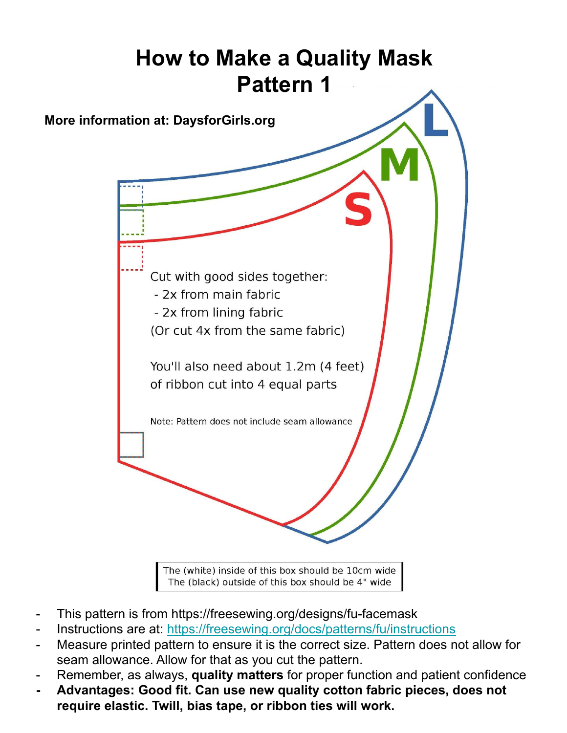# How to Make a Quality Mask
# Pattern 1

**More information at: DaysforGirls.org**

L

M

S

Cut with good sides together:
- 2x from main fabric
- 2x from lining fabric

(Or cut 4x from the same fabric)

You'll also need about 1.2m (4 feet) of ribbon cut into 4 equal parts

Note: Pattern does not include seam allowance

The (white) inside of this box should be 10cm wide
The (black) outside of this box should be 4" wide

- This pattern is from https://freesewing.org/designs/fu-facemask
- Instructions are at: [https://freesewing.org/docs/patterns/fu/instructions](https://freesewing.org/docs/patterns/fu/instructions)
- Measure printed pattern to ensure it is the correct size. Pattern does not allow for seam allowance. Allow for that as you cut the pattern.
- Remember, as always, **quality matters** for proper function and patient confidence
- **Advantages: Good fit. Can use new quality cotton fabric pieces, does not require elastic. Twill, bias tape, or ribbon ties will work.**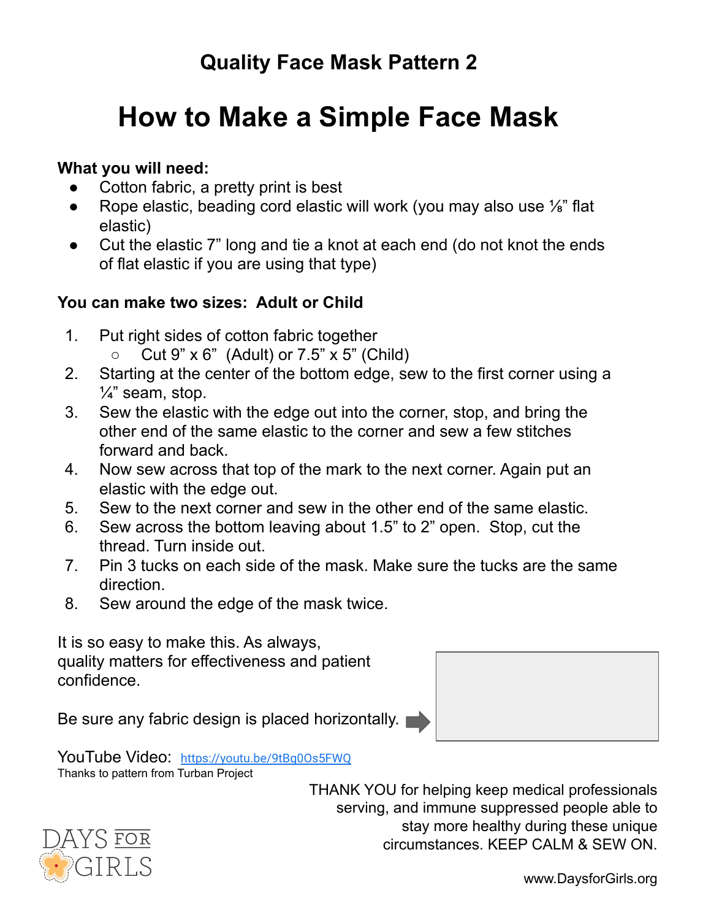## Quality Face Mask Pattern 2

# How to Make a Simple Face Mask

**What you will need:**

- Cotton fabric, a pretty print is best
- Rope elastic, beading cord elastic will work (you may also use ⅛" flat elastic)
- Cut the elastic 7" long and tie a knot at each end (do not knot the ends of flat elastic if you are using that type)

**You can make two sizes: Adult or Child**

1. Put right sides of cotton fabric together
   - Cut 9" x 6" (Adult) or 7.5" x 5" (Child)
2. Starting at the center of the bottom edge, sew to the first corner using a ¼" seam, stop.
3. Sew the elastic with the edge out into the corner, stop, and bring the other end of the same elastic to the corner and sew a few stitches forward and back.
4. Now sew across that top of the mark to the next corner. Again put an elastic with the edge out.
5. Sew to the next corner and sew in the other end of the same elastic.
6. Sew across the bottom leaving about 1.5" to 2" open. Stop, cut the thread. Turn inside out.
7. Pin 3 tucks on each side of the mask. Make sure the tucks are the same direction.
8. Sew around the edge of the mask twice.

It is so easy to make this. As always, quality matters for effectiveness and patient confidence.

Be sure any fabric design is placed horizontally.

YouTube Video: https://youtu.be/9tBq0Os5FWQ

Thanks to pattern from Turban Project

THANK YOU for helping keep medical professionals serving, and immune suppressed people able to stay more healthy during these unique circumstances. KEEP CALM & SEW ON.

DAYS FOR GIRLS

www.DaysforGirls.org